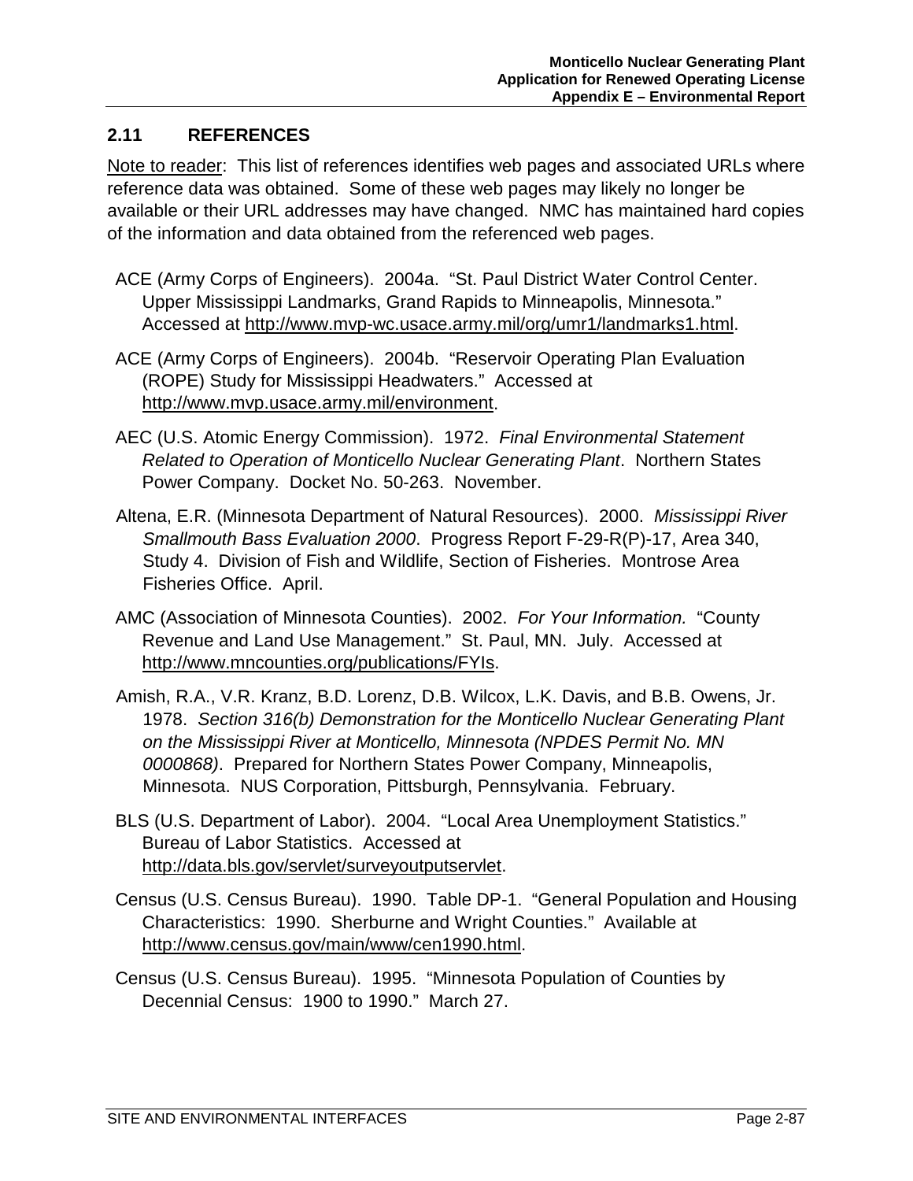## 2.11 REFERENCES

Note to reader: This list of references identifies web pages and associated URLs where reference data was obtained. Some of these web pages may likely no longer be available or their URL addresses may have changed. NMC has maintained hard copies of the information and data obtained from the referenced web pages.

ACE (Army Corps of Engineers). 2004a. "St. Paul District Water Control Center. Upper Mississippi Landmarks, Grand Rapids to Minneapolis, Minnesota." Accessed at http://www.mvp-wc.usace.army.mil/org/umr1/landmarks1.html.

ACE (Army Corps of Engineers). 2004b. "Reservoir Operating Plan Evaluation (ROPE) Study for Mississippi Headwaters." Accessed at http://www.mvp.usace.army.mil/environment.

AEC (U.S. Atomic Energy Commission). 1972. *Final Environmental Statement Related to Operation of Monticello Nuclear Generating Plant*. Northern States Power Company. Docket No. 50-263. November.

Altena, E.R. (Minnesota Department of Natural Resources). 2000. *Mississippi River Smallmouth Bass Evaluation 2000*. Progress Report F-29-R(P)-17, Area 340, Study 4. Division of Fish and Wildlife, Section of Fisheries. Montrose Area Fisheries Office. April.

AMC (Association of Minnesota Counties). 2002. *For Your Information.* "County Revenue and Land Use Management." St. Paul, MN. July. Accessed at http://www.mncounties.org/publications/FYIs.

Amish, R.A., V.R. Kranz, B.D. Lorenz, D.B. Wilcox, L.K. Davis, and B.B. Owens, Jr. 1978. *Section 316(b) Demonstration for the Monticello Nuclear Generating Plant on the Mississippi River at Monticello, Minnesota (NPDES Permit No. MN 0000868)*. Prepared for Northern States Power Company, Minneapolis, Minnesota. NUS Corporation, Pittsburgh, Pennsylvania. February.

BLS (U.S. Department of Labor). 2004. "Local Area Unemployment Statistics." Bureau of Labor Statistics. Accessed at http://data.bls.gov/servlet/surveyoutputservlet.

Census (U.S. Census Bureau). 1990. Table DP-1. "General Population and Housing Characteristics: 1990. Sherburne and Wright Counties." Available at http://www.census.gov/main/www/cen1990.html.

Census (U.S. Census Bureau). 1995. "Minnesota Population of Counties by Decennial Census: 1900 to 1990." March 27.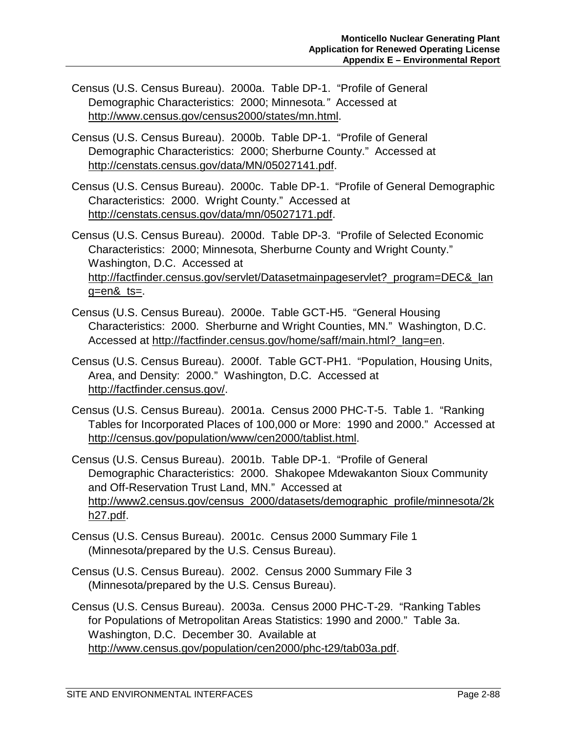Census (U.S. Census Bureau). 2000a. Table DP-1. "Profile of General Demographic Characteristics: 2000; Minnesota*."* Accessed at http://www.census.gov/census2000/states/mn.html.

Census (U.S. Census Bureau). 2000b. Table DP-1. "Profile of General Demographic Characteristics: 2000; Sherburne County." Accessed at http://censtats.census.gov/data/MN/05027141.pdf.

Census (U.S. Census Bureau). 2000c. Table DP-1. "Profile of General Demographic Characteristics: 2000. Wright County." Accessed at http://censtats.census.gov/data/mn/05027171.pdf.

Census (U.S. Census Bureau). 2000d. Table DP-3. "Profile of Selected Economic Characteristics: 2000; Minnesota, Sherburne County and Wright County." Washington, D.C. Accessed at http://factfinder.census.gov/servlet/Datasetmainpageservlet?_program=DEC&_lang=en&_ts=.

Census (U.S. Census Bureau). 2000e. Table GCT-H5. "General Housing Characteristics: 2000. Sherburne and Wright Counties, MN." Washington, D.C. Accessed at http://factfinder.census.gov/home/saff/main.html?_lang=en.

Census (U.S. Census Bureau). 2000f. Table GCT-PH1. "Population, Housing Units, Area, and Density: 2000." Washington, D.C. Accessed at http://factfinder.census.gov/.

Census (U.S. Census Bureau). 2001a. Census 2000 PHC-T-5. Table 1. "Ranking Tables for Incorporated Places of 100,000 or More: 1990 and 2000." Accessed at http://census.gov/population/www/cen2000/tablist.html.

Census (U.S. Census Bureau). 2001b. Table DP-1. "Profile of General Demographic Characteristics: 2000. Shakopee Mdewakanton Sioux Community and Off-Reservation Trust Land, MN." Accessed at http://www2.census.gov/census_2000/datasets/demographic_profile/minnesota/2kh27.pdf.

Census (U.S. Census Bureau). 2001c. Census 2000 Summary File 1 (Minnesota/prepared by the U.S. Census Bureau).

Census (U.S. Census Bureau). 2002. Census 2000 Summary File 3 (Minnesota/prepared by the U.S. Census Bureau).

Census (U.S. Census Bureau). 2003a. Census 2000 PHC-T-29. "Ranking Tables for Populations of Metropolitan Areas Statistics: 1990 and 2000." Table 3a. Washington, D.C. December 30. Available at http://www.census.gov/population/cen2000/phc-t29/tab03a.pdf.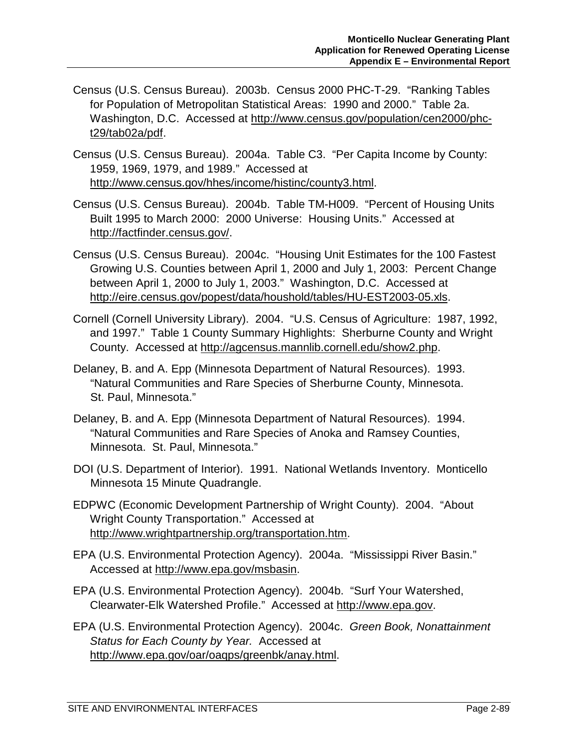Census (U.S. Census Bureau). 2003b. Census 2000 PHC-T-29. "Ranking Tables for Population of Metropolitan Statistical Areas: 1990 and 2000." Table 2a. Washington, D.C. Accessed at http://www.census.gov/population/cen2000/phc-t29/tab02a/pdf.

Census (U.S. Census Bureau). 2004a. Table C3. "Per Capita Income by County: 1959, 1969, 1979, and 1989." Accessed at http://www.census.gov/hhes/income/histinc/county3.html.

Census (U.S. Census Bureau). 2004b. Table TM-H009. "Percent of Housing Units Built 1995 to March 2000: 2000 Universe: Housing Units." Accessed at http://factfinder.census.gov/.

Census (U.S. Census Bureau). 2004c. "Housing Unit Estimates for the 100 Fastest Growing U.S. Counties between April 1, 2000 and July 1, 2003: Percent Change between April 1, 2000 to July 1, 2003." Washington, D.C. Accessed at http://eire.census.gov/popest/data/houshold/tables/HU-EST2003-05.xls.

Cornell (Cornell University Library). 2004. "U.S. Census of Agriculture: 1987, 1992, and 1997." Table 1 County Summary Highlights: Sherburne County and Wright County. Accessed at http://agcensus.mannlib.cornell.edu/show2.php.

Delaney, B. and A. Epp (Minnesota Department of Natural Resources). 1993. "Natural Communities and Rare Species of Sherburne County, Minnesota. St. Paul, Minnesota."

Delaney, B. and A. Epp (Minnesota Department of Natural Resources). 1994. "Natural Communities and Rare Species of Anoka and Ramsey Counties, Minnesota. St. Paul, Minnesota."

DOI (U.S. Department of Interior). 1991. National Wetlands Inventory. Monticello Minnesota 15 Minute Quadrangle.

EDPWC (Economic Development Partnership of Wright County). 2004. "About Wright County Transportation." Accessed at http://www.wrightpartnership.org/transportation.htm.

EPA (U.S. Environmental Protection Agency). 2004a. "Mississippi River Basin." Accessed at http://www.epa.gov/msbasin.

EPA (U.S. Environmental Protection Agency). 2004b. "Surf Your Watershed, Clearwater-Elk Watershed Profile." Accessed at http://www.epa.gov.

EPA (U.S. Environmental Protection Agency). 2004c. *Green Book, Nonattainment Status for Each County by Year.* Accessed at http://www.epa.gov/oar/oaqps/greenbk/anay.html.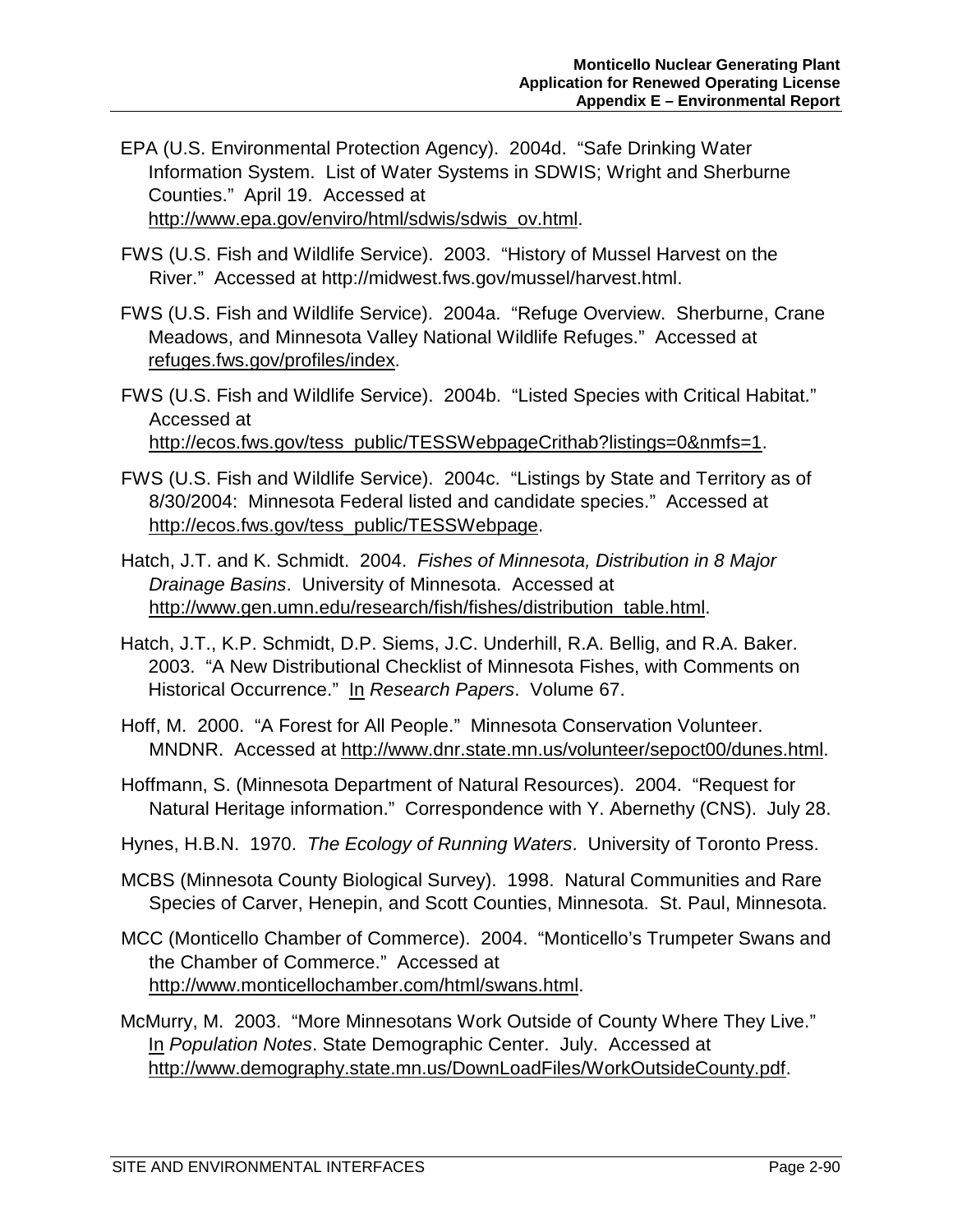EPA (U.S. Environmental Protection Agency). 2004d. "Safe Drinking Water Information System. List of Water Systems in SDWIS; Wright and Sherburne Counties." April 19. Accessed at http://www.epa.gov/enviro/html/sdwis/sdwis_ov.html.

FWS (U.S. Fish and Wildlife Service). 2003. "History of Mussel Harvest on the River." Accessed at http://midwest.fws.gov/mussel/harvest.html.

FWS (U.S. Fish and Wildlife Service). 2004a. "Refuge Overview. Sherburne, Crane Meadows, and Minnesota Valley National Wildlife Refuges." Accessed at refuges.fws.gov/profiles/index.

FWS (U.S. Fish and Wildlife Service). 2004b. "Listed Species with Critical Habitat." Accessed at http://ecos.fws.gov/tess_public/TESSWebpageCrithab?listings=0&nmfs=1.

FWS (U.S. Fish and Wildlife Service). 2004c. "Listings by State and Territory as of 8/30/2004: Minnesota Federal listed and candidate species." Accessed at http://ecos.fws.gov/tess_public/TESSWebpage.

Hatch, J.T. and K. Schmidt. 2004. *Fishes of Minnesota, Distribution in 8 Major Drainage Basins*. University of Minnesota. Accessed at http://www.gen.umn.edu/research/fish/fishes/distribution_table.html.

Hatch, J.T., K.P. Schmidt, D.P. Siems, J.C. Underhill, R.A. Bellig, and R.A. Baker. 2003. "A New Distributional Checklist of Minnesota Fishes, with Comments on Historical Occurrence." In *Research Papers*. Volume 67.

Hoff, M. 2000. "A Forest for All People." Minnesota Conservation Volunteer. MNDNR. Accessed at http://www.dnr.state.mn.us/volunteer/sepoct00/dunes.html.

Hoffmann, S. (Minnesota Department of Natural Resources). 2004. "Request for Natural Heritage information." Correspondence with Y. Abernethy (CNS). July 28.

Hynes, H.B.N. 1970. *The Ecology of Running Waters*. University of Toronto Press.

MCBS (Minnesota County Biological Survey). 1998. Natural Communities and Rare Species of Carver, Henepin, and Scott Counties, Minnesota. St. Paul, Minnesota.

MCC (Monticello Chamber of Commerce). 2004. "Monticello's Trumpeter Swans and the Chamber of Commerce." Accessed at http://www.monticellochamber.com/html/swans.html.

McMurry, M. 2003. "More Minnesotans Work Outside of County Where They Live." In *Population Notes*. State Demographic Center. July. Accessed at http://www.demography.state.mn.us/DownLoadFiles/WorkOutsideCounty.pdf.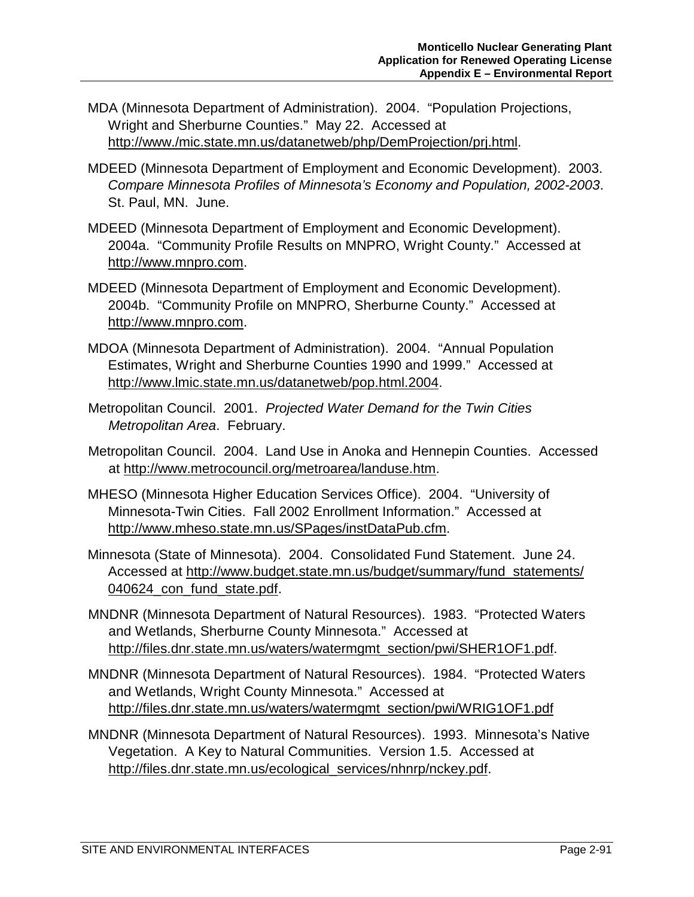MDA (Minnesota Department of Administration). 2004. "Population Projections, Wright and Sherburne Counties." May 22. Accessed at http://www./mic.state.mn.us/datanetweb/php/DemProjection/prj.html.

MDEED (Minnesota Department of Employment and Economic Development). 2003. *Compare Minnesota Profiles of Minnesota's Economy and Population, 2002-2003*. St. Paul, MN. June.

MDEED (Minnesota Department of Employment and Economic Development). 2004a. "Community Profile Results on MNPRO, Wright County." Accessed at http://www.mnpro.com.

MDEED (Minnesota Department of Employment and Economic Development). 2004b. "Community Profile on MNPRO, Sherburne County." Accessed at http://www.mnpro.com.

MDOA (Minnesota Department of Administration). 2004. "Annual Population Estimates, Wright and Sherburne Counties 1990 and 1999." Accessed at http://www.lmic.state.mn.us/datanetweb/pop.html.2004.

Metropolitan Council. 2001. *Projected Water Demand for the Twin Cities Metropolitan Area*. February.

Metropolitan Council. 2004. Land Use in Anoka and Hennepin Counties. Accessed at http://www.metrocouncil.org/metroarea/landuse.htm.

MHESO (Minnesota Higher Education Services Office). 2004. "University of Minnesota-Twin Cities. Fall 2002 Enrollment Information." Accessed at http://www.mheso.state.mn.us/SPages/instDataPub.cfm.

Minnesota (State of Minnesota). 2004. Consolidated Fund Statement. June 24. Accessed at http://www.budget.state.mn.us/budget/summary/fund_statements/040624_con_fund_state.pdf.

MNDNR (Minnesota Department of Natural Resources). 1983. "Protected Waters and Wetlands, Sherburne County Minnesota." Accessed at http://files.dnr.state.mn.us/waters/watermgmt_section/pwi/SHER1OF1.pdf.

MNDNR (Minnesota Department of Natural Resources). 1984. "Protected Waters and Wetlands, Wright County Minnesota." Accessed at http://files.dnr.state.mn.us/waters/watermgmt_section/pwi/WRIG1OF1.pdf

MNDNR (Minnesota Department of Natural Resources). 1993. Minnesota's Native Vegetation. A Key to Natural Communities. Version 1.5. Accessed at http://files.dnr.state.mn.us/ecological_services/nhnrp/nckey.pdf.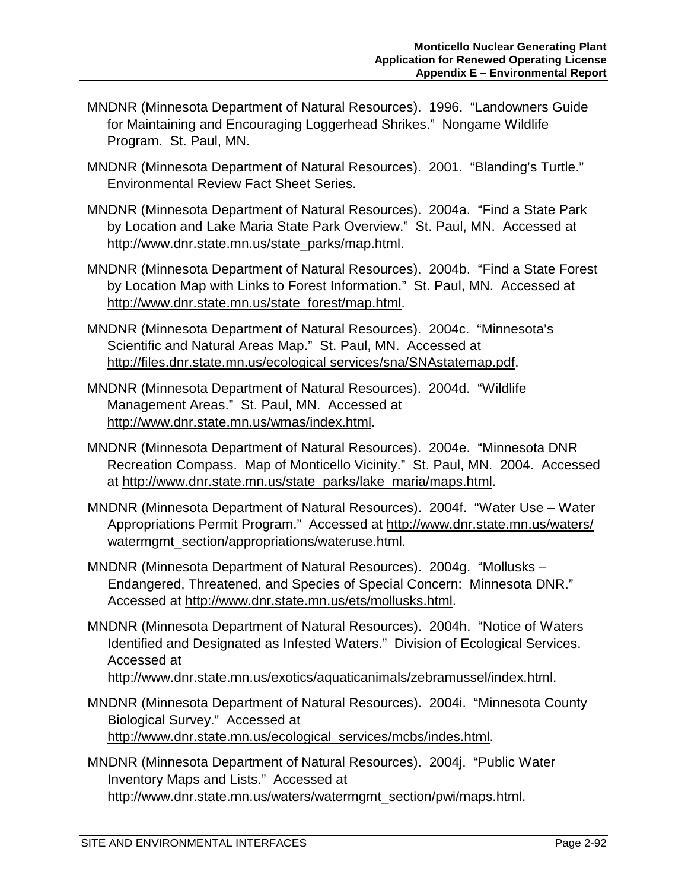MNDNR (Minnesota Department of Natural Resources). 1996. "Landowners Guide for Maintaining and Encouraging Loggerhead Shrikes." Nongame Wildlife Program. St. Paul, MN.

MNDNR (Minnesota Department of Natural Resources). 2001. "Blanding's Turtle." Environmental Review Fact Sheet Series.

MNDNR (Minnesota Department of Natural Resources). 2004a. "Find a State Park by Location and Lake Maria State Park Overview." St. Paul, MN. Accessed at http://www.dnr.state.mn.us/state_parks/map.html.

MNDNR (Minnesota Department of Natural Resources). 2004b. "Find a State Forest by Location Map with Links to Forest Information." St. Paul, MN. Accessed at http://www.dnr.state.mn.us/state_forest/map.html.

MNDNR (Minnesota Department of Natural Resources). 2004c. "Minnesota's Scientific and Natural Areas Map." St. Paul, MN. Accessed at http://files.dnr.state.mn.us/ecological services/sna/SNAstatemap.pdf.

MNDNR (Minnesota Department of Natural Resources). 2004d. "Wildlife Management Areas." St. Paul, MN. Accessed at http://www.dnr.state.mn.us/wmas/index.html.

MNDNR (Minnesota Department of Natural Resources). 2004e. "Minnesota DNR Recreation Compass. Map of Monticello Vicinity." St. Paul, MN. 2004. Accessed at http://www.dnr.state.mn.us/state_parks/lake_maria/maps.html.

MNDNR (Minnesota Department of Natural Resources). 2004f. "Water Use – Water Appropriations Permit Program." Accessed at http://www.dnr.state.mn.us/waters/watermgmt_section/appropriations/wateruse.html.

MNDNR (Minnesota Department of Natural Resources). 2004g. "Mollusks – Endangered, Threatened, and Species of Special Concern: Minnesota DNR." Accessed at http://www.dnr.state.mn.us/ets/mollusks.html.

MNDNR (Minnesota Department of Natural Resources). 2004h. "Notice of Waters Identified and Designated as Infested Waters." Division of Ecological Services. Accessed at http://www.dnr.state.mn.us/exotics/aquaticanimals/zebramussel/index.html.

MNDNR (Minnesota Department of Natural Resources). 2004i. "Minnesota County Biological Survey." Accessed at http://www.dnr.state.mn.us/ecological_services/mcbs/indes.html.

MNDNR (Minnesota Department of Natural Resources). 2004j. "Public Water Inventory Maps and Lists." Accessed at http://www.dnr.state.mn.us/waters/watermgmt_section/pwi/maps.html.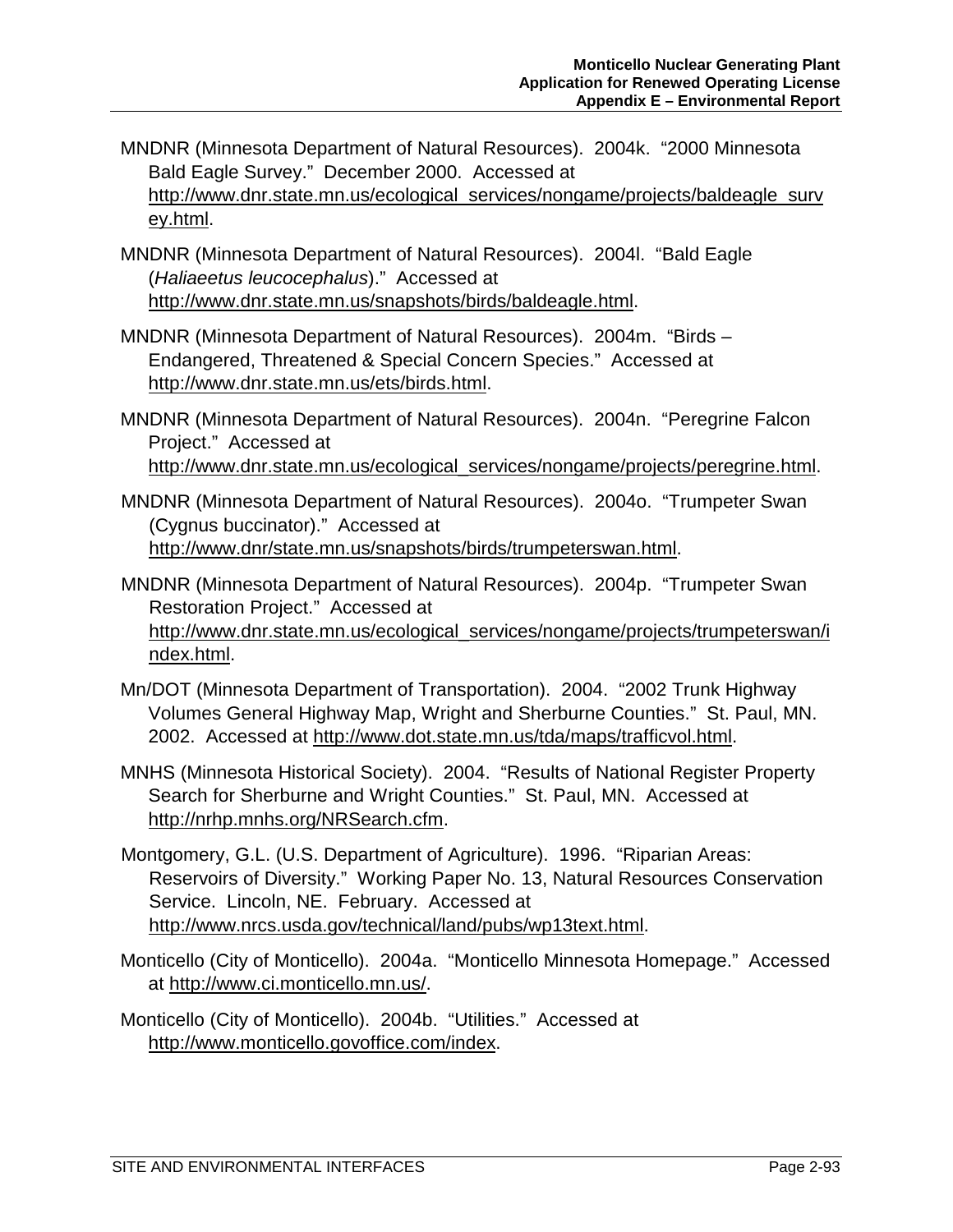MNDNR (Minnesota Department of Natural Resources). 2004k. "2000 Minnesota Bald Eagle Survey." December 2000. Accessed at http://www.dnr.state.mn.us/ecological_services/nongame/projects/baldeagle_survey.html.

MNDNR (Minnesota Department of Natural Resources). 2004l. "Bald Eagle (*Haliaeetus leucocephalus*)." Accessed at http://www.dnr.state.mn.us/snapshots/birds/baldeagle.html.

MNDNR (Minnesota Department of Natural Resources). 2004m. "Birds – Endangered, Threatened & Special Concern Species." Accessed at http://www.dnr.state.mn.us/ets/birds.html.

MNDNR (Minnesota Department of Natural Resources). 2004n. "Peregrine Falcon Project." Accessed at http://www.dnr.state.mn.us/ecological_services/nongame/projects/peregrine.html.

MNDNR (Minnesota Department of Natural Resources). 2004o. "Trumpeter Swan (Cygnus buccinator)." Accessed at http://www.dnr/state.mn.us/snapshots/birds/trumpeterswan.html.

MNDNR (Minnesota Department of Natural Resources). 2004p. "Trumpeter Swan Restoration Project." Accessed at http://www.dnr.state.mn.us/ecological_services/nongame/projects/trumpeterswan/index.html.

Mn/DOT (Minnesota Department of Transportation). 2004. "2002 Trunk Highway Volumes General Highway Map, Wright and Sherburne Counties." St. Paul, MN. 2002. Accessed at http://www.dot.state.mn.us/tda/maps/trafficvol.html.

MNHS (Minnesota Historical Society). 2004. "Results of National Register Property Search for Sherburne and Wright Counties." St. Paul, MN. Accessed at http://nrhp.mnhs.org/NRSearch.cfm.

Montgomery, G.L. (U.S. Department of Agriculture). 1996. "Riparian Areas: Reservoirs of Diversity." Working Paper No. 13, Natural Resources Conservation Service. Lincoln, NE. February. Accessed at http://www.nrcs.usda.gov/technical/land/pubs/wp13text.html.

Monticello (City of Monticello). 2004a. "Monticello Minnesota Homepage." Accessed at http://www.ci.monticello.mn.us/.

Monticello (City of Monticello). 2004b. "Utilities." Accessed at http://www.monticello.govoffice.com/index.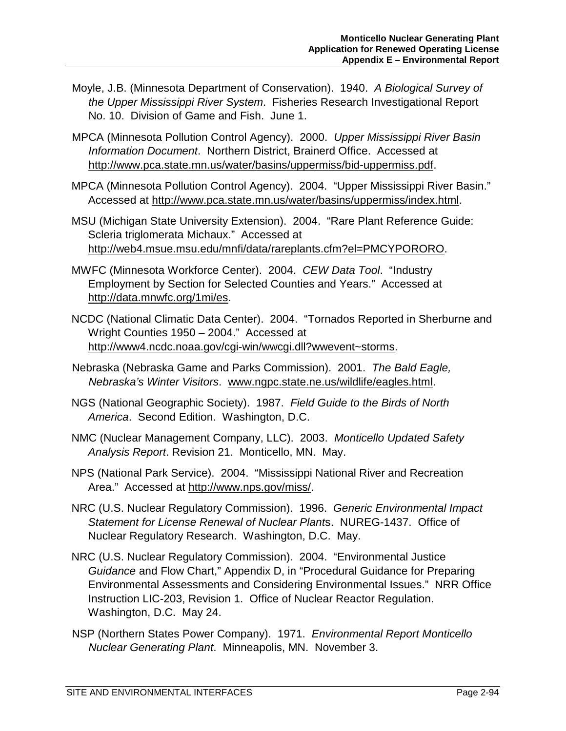Moyle, J.B. (Minnesota Department of Conservation). 1940. *A Biological Survey of the Upper Mississippi River System*. Fisheries Research Investigational Report No. 10. Division of Game and Fish. June 1.

MPCA (Minnesota Pollution Control Agency). 2000. *Upper Mississippi River Basin Information Document*. Northern District, Brainerd Office. Accessed at http://www.pca.state.mn.us/water/basins/uppermiss/bid-uppermiss.pdf.

MPCA (Minnesota Pollution Control Agency). 2004. "Upper Mississippi River Basin." Accessed at http://www.pca.state.mn.us/water/basins/uppermiss/index.html.

MSU (Michigan State University Extension). 2004. "Rare Plant Reference Guide: Scleria triglomerata Michaux." Accessed at http://web4.msue.msu.edu/mnfi/data/rareplants.cfm?el=PMCYPORORO.

MWFC (Minnesota Workforce Center). 2004. *CEW Data Tool*. "Industry Employment by Section for Selected Counties and Years." Accessed at http://data.mnwfc.org/1mi/es.

NCDC (National Climatic Data Center). 2004. "Tornados Reported in Sherburne and Wright Counties 1950 – 2004." Accessed at http://www4.ncdc.noaa.gov/cgi-win/wwcgi.dll?wwevent~storms.

Nebraska (Nebraska Game and Parks Commission). 2001. *The Bald Eagle, Nebraska's Winter Visitors*. www.ngpc.state.ne.us/wildlife/eagles.html.

NGS (National Geographic Society). 1987. *Field Guide to the Birds of North America*. Second Edition. Washington, D.C.

NMC (Nuclear Management Company, LLC). 2003. *Monticello Updated Safety Analysis Report*. Revision 21. Monticello, MN. May.

NPS (National Park Service). 2004. "Mississippi National River and Recreation Area." Accessed at http://www.nps.gov/miss/.

NRC (U.S. Nuclear Regulatory Commission). 1996. *Generic Environmental Impact Statement for License Renewal of Nuclear Plants*. NUREG-1437. Office of Nuclear Regulatory Research. Washington, D.C. May.

NRC (U.S. Nuclear Regulatory Commission). 2004. "Environmental Justice *Guidance* and Flow Chart," Appendix D, in "Procedural Guidance for Preparing Environmental Assessments and Considering Environmental Issues." NRR Office Instruction LIC-203, Revision 1. Office of Nuclear Reactor Regulation. Washington, D.C. May 24.

NSP (Northern States Power Company). 1971. *Environmental Report Monticello Nuclear Generating Plant*. Minneapolis, MN. November 3.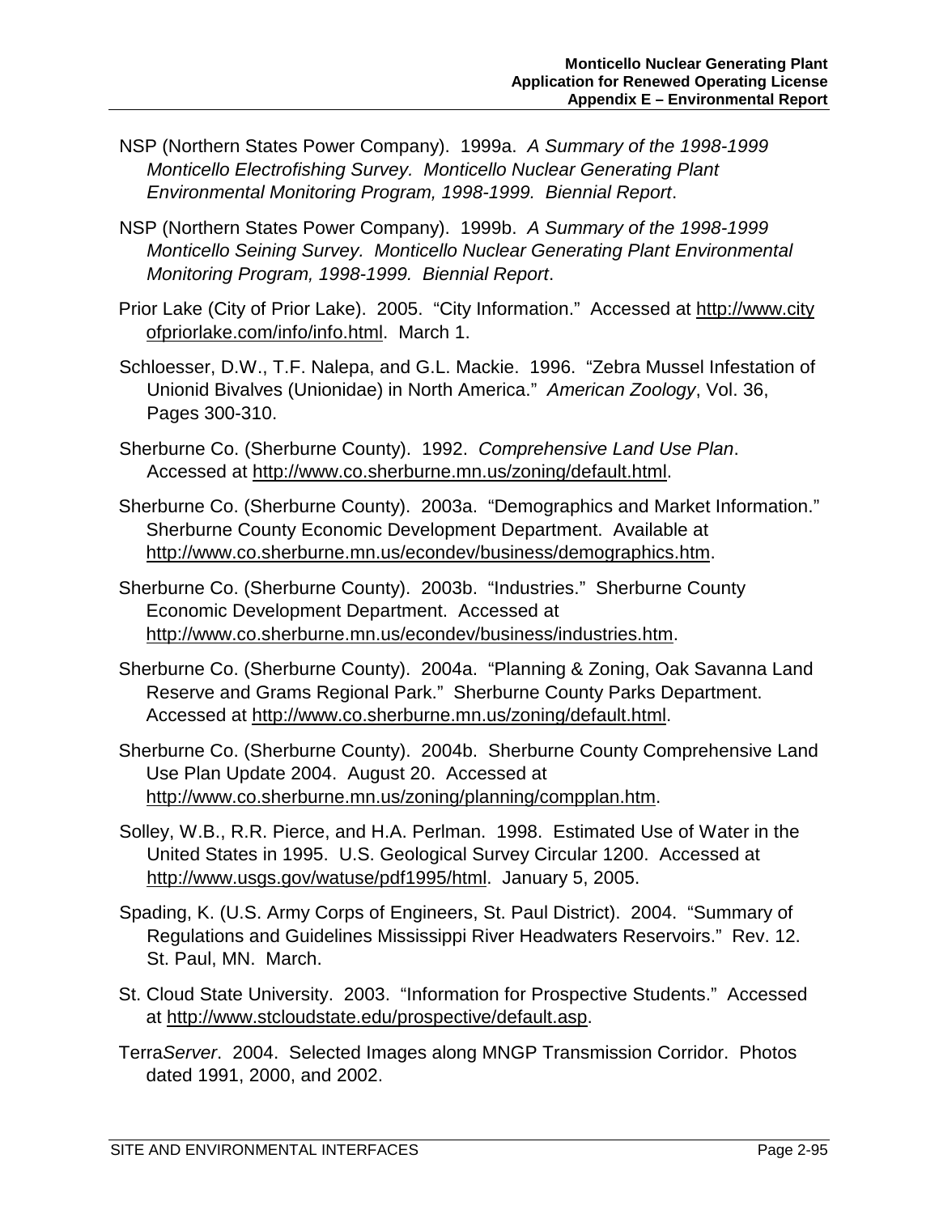NSP (Northern States Power Company). 1999a. *A Summary of the 1998-1999 Monticello Electrofishing Survey. Monticello Nuclear Generating Plant Environmental Monitoring Program, 1998-1999. Biennial Report*.

NSP (Northern States Power Company). 1999b. *A Summary of the 1998-1999 Monticello Seining Survey. Monticello Nuclear Generating Plant Environmental Monitoring Program, 1998-1999. Biennial Report*.

Prior Lake (City of Prior Lake). 2005. "City Information." Accessed at http://www.cityofpriorlake.com/info/info.html. March 1.

Schloesser, D.W., T.F. Nalepa, and G.L. Mackie. 1996. "Zebra Mussel Infestation of Unionid Bivalves (Unionidae) in North America." *American Zoology*, Vol. 36, Pages 300-310.

Sherburne Co. (Sherburne County). 1992. *Comprehensive Land Use Plan*. Accessed at http://www.co.sherburne.mn.us/zoning/default.html.

Sherburne Co. (Sherburne County). 2003a. "Demographics and Market Information." Sherburne County Economic Development Department. Available at http://www.co.sherburne.mn.us/econdev/business/demographics.htm.

Sherburne Co. (Sherburne County). 2003b. "Industries." Sherburne County Economic Development Department. Accessed at http://www.co.sherburne.mn.us/econdev/business/industries.htm.

Sherburne Co. (Sherburne County). 2004a. "Planning & Zoning, Oak Savanna Land Reserve and Grams Regional Park." Sherburne County Parks Department. Accessed at http://www.co.sherburne.mn.us/zoning/default.html.

Sherburne Co. (Sherburne County). 2004b. Sherburne County Comprehensive Land Use Plan Update 2004. August 20. Accessed at http://www.co.sherburne.mn.us/zoning/planning/compplan.htm.

Solley, W.B., R.R. Pierce, and H.A. Perlman. 1998. Estimated Use of Water in the United States in 1995. U.S. Geological Survey Circular 1200. Accessed at http://www.usgs.gov/watuse/pdf1995/html. January 5, 2005.

Spading, K. (U.S. Army Corps of Engineers, St. Paul District). 2004. "Summary of Regulations and Guidelines Mississippi River Headwaters Reservoirs." Rev. 12. St. Paul, MN. March.

St. Cloud State University. 2003. "Information for Prospective Students." Accessed at http://www.stcloudstate.edu/prospective/default.asp.

Terra*Server*. 2004. Selected Images along MNGP Transmission Corridor. Photos dated 1991, 2000, and 2002.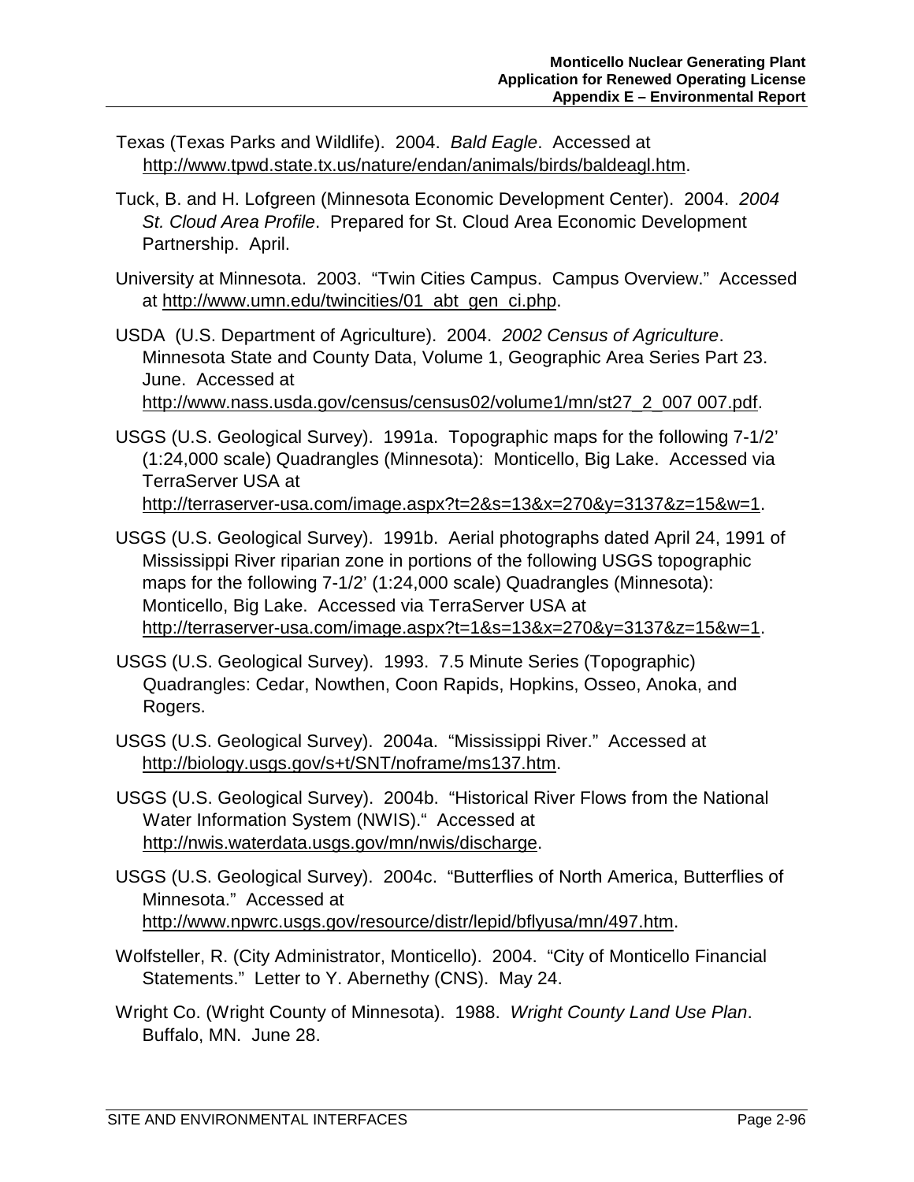Texas (Texas Parks and Wildlife). 2004. *Bald Eagle*. Accessed at http://www.tpwd.state.tx.us/nature/endan/animals/birds/baldeagl.htm.

Tuck, B. and H. Lofgreen (Minnesota Economic Development Center). 2004. *2004 St. Cloud Area Profile*. Prepared for St. Cloud Area Economic Development Partnership. April.

University at Minnesota. 2003. "Twin Cities Campus. Campus Overview." Accessed at http://www.umn.edu/twincities/01_abt_gen_ci.php.

USDA (U.S. Department of Agriculture). 2004. *2002 Census of Agriculture*. Minnesota State and County Data, Volume 1, Geographic Area Series Part 23. June. Accessed at http://www.nass.usda.gov/census/census02/volume1/mn/st27_2_007 007.pdf.

USGS (U.S. Geological Survey). 1991a. Topographic maps for the following 7-1/2' (1:24,000 scale) Quadrangles (Minnesota): Monticello, Big Lake. Accessed via TerraServer USA at http://terraserver-usa.com/image.aspx?t=2&s=13&x=270&y=3137&z=15&w=1.

USGS (U.S. Geological Survey). 1991b. Aerial photographs dated April 24, 1991 of Mississippi River riparian zone in portions of the following USGS topographic maps for the following 7-1/2' (1:24,000 scale) Quadrangles (Minnesota): Monticello, Big Lake. Accessed via TerraServer USA at http://terraserver-usa.com/image.aspx?t=1&s=13&x=270&y=3137&z=15&w=1.

USGS (U.S. Geological Survey). 1993. 7.5 Minute Series (Topographic) Quadrangles: Cedar, Nowthen, Coon Rapids, Hopkins, Osseo, Anoka, and Rogers.

USGS (U.S. Geological Survey). 2004a. "Mississippi River." Accessed at http://biology.usgs.gov/s+t/SNT/noframe/ms137.htm.

USGS (U.S. Geological Survey). 2004b. "Historical River Flows from the National Water Information System (NWIS)." Accessed at http://nwis.waterdata.usgs.gov/mn/nwis/discharge.

USGS (U.S. Geological Survey). 2004c. "Butterflies of North America, Butterflies of Minnesota." Accessed at http://www.npwrc.usgs.gov/resource/distr/lepid/bflyusa/mn/497.htm.

Wolfsteller, R. (City Administrator, Monticello). 2004. "City of Monticello Financial Statements." Letter to Y. Abernethy (CNS). May 24.

Wright Co. (Wright County of Minnesota). 1988. *Wright County Land Use Plan*. Buffalo, MN. June 28.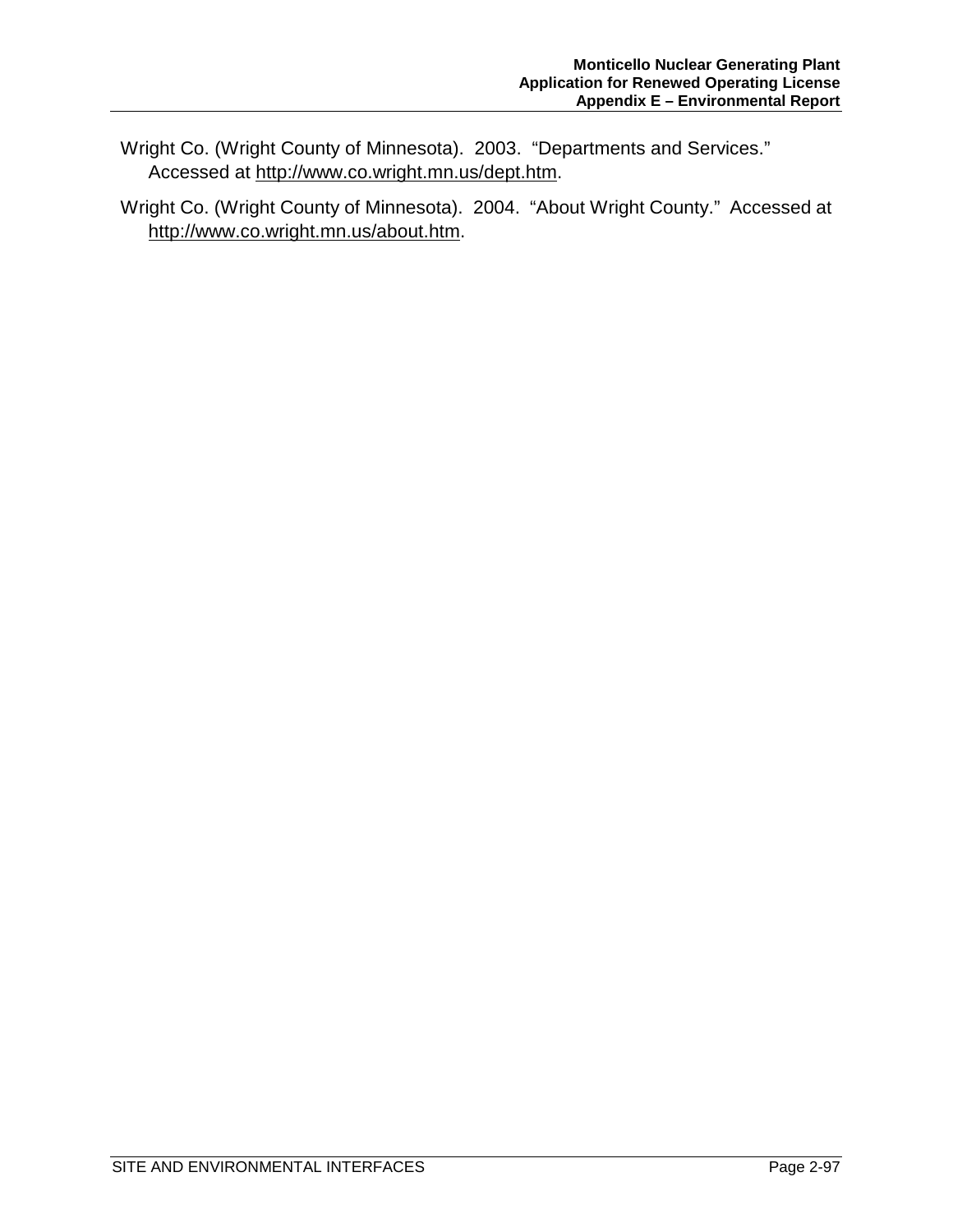Wright Co. (Wright County of Minnesota). 2003. "Departments and Services." Accessed at http://www.co.wright.mn.us/dept.htm.

Wright Co. (Wright County of Minnesota). 2004. "About Wright County." Accessed at http://www.co.wright.mn.us/about.htm.